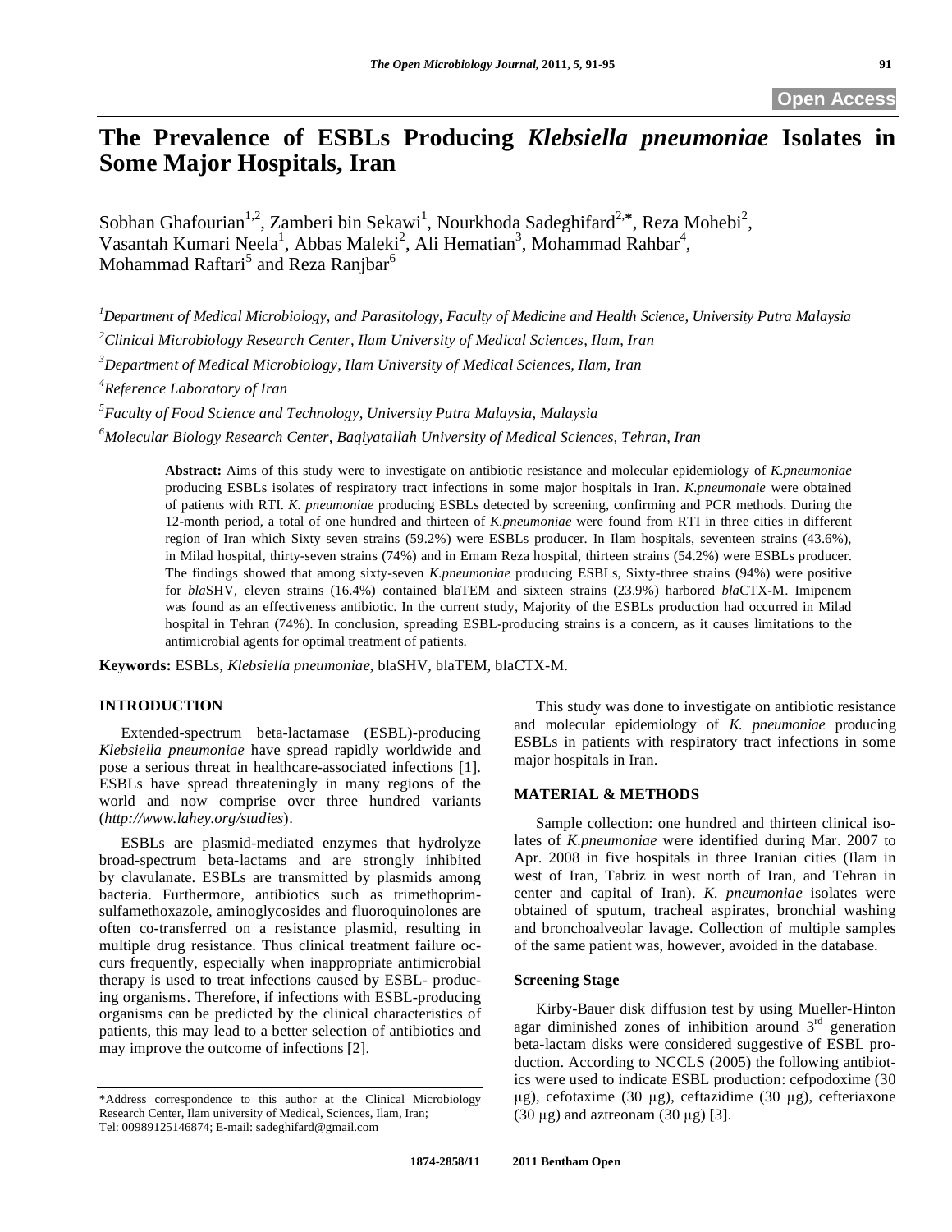# The Prevalence of ESBLs Producing *Klebsiella pneumoniae* Isolates in Some Major Hospitals, Iran

Sobhan Ghafourian[1,2], Zamberi bin Sekawi[1], Nourkhoda Sadeghifard[2,*], Reza Mohebi[2], Vasantah Kumari Neela[1], Abbas Maleki[2], Ali Hematian[3], Mohammad Rahbar[4], Mohammad Raftari[5] and Reza Ranjbar[6]

[1]*Department of Medical Microbiology, and Parasitology, Faculty of Medicine and Health Science, University Putra Malaysia*

[2]*Clinical Microbiology Research Center, Ilam University of Medical Sciences, Ilam, Iran*

[3]*Department of Medical Microbiology, Ilam University of Medical Sciences, Ilam, Iran*

[4]*Reference Laboratory of Iran*

[5]*Faculty of Food Science and Technology, University Putra Malaysia, Malaysia*

[6]*Molecular Biology Research Center, Baqiyatallah University of Medical Sciences, Tehran, Iran*

**Abstract:** Aims of this study were to investigate on antibiotic resistance and molecular epidemiology of *K.pneumoniae* producing ESBLs isolates of respiratory tract infections in some major hospitals in Iran. *K.pneumonaie* were obtained of patients with RTI. *K. pneumonaie* producing ESBLs detected by screening, confirming and PCR methods. During the 12-month period, a total of one hundred and thirteen of *K.pneumoniae* were found from RTI in three cities in different region of Iran which Sixty seven strains (59.2%) were ESBLs producer. In Ilam hospitals, seventeen strains (43.6%), in Milad hospital, thirty-seven strains (74%) and in Emam Reza hospital, thirteen strains (54.2%) were ESBLs producer. The findings showed that among sixty-seven *K.pneumoniae* producing ESBLs, Sixty-three strains (94%) were positive for *bla*SHV, eleven strains (16.4%) contained blaTEM and sixteen strains (23.9%) harbored *bla*CTX-M. Imipenem was found as an effectiveness antibiotic. In the current study, Majority of the ESBLs production had occurred in Milad hospital in Tehran (74%). In conclusion, spreading ESBL-producing strains is a concern, as it causes limitations to the antimicrobial agents for optimal treatment of patients.

**Keywords:** ESBLs, *Klebsiella pneumoniae*, blaSHV, blaTEM, blaCTX-M.

## INTRODUCTION

Extended-spectrum beta-lactamase (ESBL)-producing *Klebsiella pneumoniae* have spread rapidly worldwide and pose a serious threat in healthcare-associated infections [1]. ESBLs have spread threateningly in many regions of the world and now comprise over three hundred variants (*http://www.lahey.org/studies*).

ESBLs are plasmid-mediated enzymes that hydrolyze broad-spectrum beta-lactams and are strongly inhibited by clavulanate. ESBLs are transmitted by plasmids among bacteria. Furthermore, antibiotics such as trimethoprim-sulfamethoxazole, aminoglycosides and fluoroquinolones are often co-transferred on a resistance plasmid, resulting in multiple drug resistance. Thus clinical treatment failure occurs frequently, especially when inappropriate antimicrobial therapy is used to treat infections caused by ESBL- producing organisms. Therefore, if infections with ESBL-producing organisms can be predicted by the clinical characteristics of patients, this may lead to a better selection of antibiotics and may improve the outcome of infections [2].

This study was done to investigate on antibiotic resistance and molecular epidemiology of *K. pneumoniae* producing ESBLs in patients with respiratory tract infections in some major hospitals in Iran.

## MATERIAL & METHODS

Sample collection: one hundred and thirteen clinical isolates of *K.pneumoniae* were identified during Mar. 2007 to Apr. 2008 in five hospitals in three Iranian cities (Ilam in west of Iran, Tabriz in west north of Iran, and Tehran in center and capital of Iran). *K. pneumoniae* isolates were obtained of sputum, tracheal aspirates, bronchial washing and bronchoalveolar lavage. Collection of multiple samples of the same patient was, however, avoided in the database.

### Screening Stage

Kirby-Bauer disk diffusion test by using Mueller-Hinton agar diminished zones of inhibition around 3[rd] generation beta-lactam disks were considered suggestive of ESBL production. According to NCCLS (2005) the following antibiotics were used to indicate ESBL production: cefpodoxime (30 μg), cefotaxime (30 μg), ceftazidime (30 μg), cefteriaxone (30 μg) and aztreonam (30 μg) [3].

*Address correspondence to this author at the Clinical Microbiology Research Center, Ilam university of Medical, Sciences, Ilam, Iran; Tel: 00989125146874; E-mail: sadeghifard@gmail.com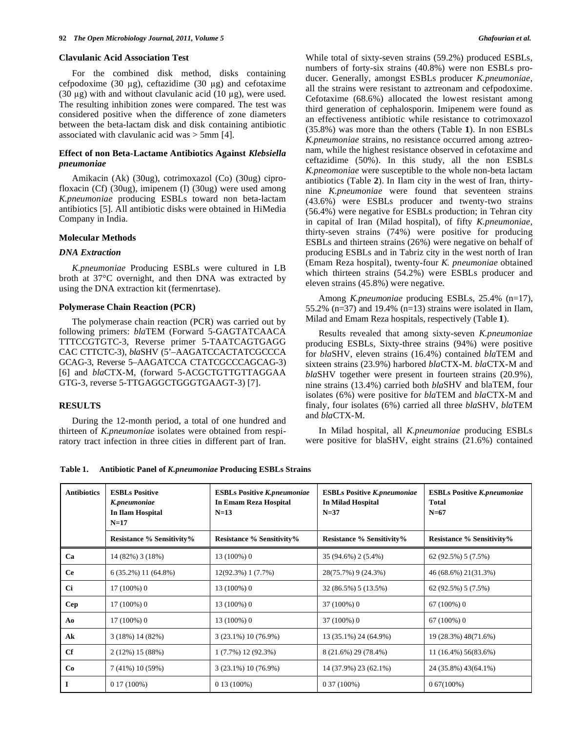### Clavulanic Acid Association Test

For the combined disk method, disks containing cefpodoxime (30 µg), ceftazidime (30 µg) and cefotaxime (30 µg) with and without clavulanic acid (10 µg), were used. The resulting inhibition zones were compared. The test was considered positive when the difference of zone diameters between the beta-lactam disk and disk containing antibiotic associated with clavulanic acid was > 5mm [4].

### Effect of non Beta-Lactame Antibiotics Against *Klebsiella pneumoniae*

Amikacin (Ak) (30ug), cotrimoxazol (Co) (30ug) ciprofloxacin (Cf) (30ug), imipenem (I) (30ug) were used among *K.pneumoniae* producing ESBLs toward non beta-lactam antibiotics [5]. All antibiotic disks were obtained in HiMedia Company in India.

### Molecular Methods

#### *DNA Extraction*

*K.pneumoniae* Producing ESBLs were cultured in LB broth at 37°C overnight, and then DNA was extracted by using the DNA extraction kit (fermenrtase).

### Polymerase Chain Reaction (PCR)

The polymerase chain reaction (PCR) was carried out by following primers: *bla*TEM (Forward 5-GAGTATCAACA TTTCCGTGTC-3, Reverse primer 5-TAATCAGTGAGG CAC CTTCTC-3), *bla*SHV (5'–AAGATCCACTATCGCCCA GCAG-3, Reverse 5–AAGATCCA CTATCGCCCAGCAG-3) [6] and *bla*CTX-M, (forward 5-ACGCTGTTGTTAGGAA GTG-3, reverse 5-TTGAGGCTGGGTGAAGT-3) [7].

## RESULTS

During the 12-month period, a total of one hundred and thirteen of *K.pneumoniae* isolates were obtained from respiratory tract infection in three cities in different part of Iran. While total of sixty-seven strains (59.2%) produced ESBLs, numbers of forty-six strains (40.8%) were non ESBLs producer. Generally, amongst ESBLs producer *K.pneumoniae*, all the strains were resistant to aztreonam and cefpodoxime. Cefotaxime (68.6%) allocated the lowest resistant among third generation of cephalosporin. Imipenem were found as an effectiveness antibiotic while resistance to cotrimoxazol (35.8%) was more than the others (Table **1**). In non ESBLs *K.pneumoniae* strains, no resistance occurred among aztreonam, while the highest resistance observed in cefotaxime and ceftazidime (50%). In this study, all the non ESBLs *K.pneomoniae* were susceptible to the whole non-beta lactam antibiotics (Table **2**). In Ilam city in the west of Iran, thirty-nine *K.pneumoniae* were found that seventeen strains (43.6%) were ESBLs producer and twenty-two strains (56.4%) were negative for ESBLs production; in Tehran city in capital of Iran (Milad hospital), of fifty *K.pneumoniae*, thirty-seven strains (74%) were positive for producing ESBLs and thirteen strains (26%) were negative on behalf of producing ESBLs and in Tabriz city in the west north of Iran (Emam Reza hospital), twenty-four *K. pneumoniae* obtained which thirteen strains (54.2%) were ESBLs producer and eleven strains (45.8%) were negative.

Among *K.pneumoniae* producing ESBLs, 25.4% (n=17), 55.2% (n=37) and 19.4% (n=13) strains were isolated in Ilam, Milad and Emam Reza hospitals, respectively (Table **1**).

Results revealed that among sixty-seven *K.pneumoniae* producing ESBLs, Sixty-three strains (94%) were positive for *bla*SHV, eleven strains (16.4%) contained *bla*TEM and sixteen strains (23.9%) harbored *bla*CTX-M. *bla*CTX-M and *bla*SHV together were present in fourteen strains (20.9%), nine strains (13.4%) carried both *bla*SHV and blaTEM, four isolates (6%) were positive for *bla*TEM and *bla*CTX-M and finaly, four isolates (6%) carried all three *bla*SHV, *bla*TEM and *bla*CTX-M.

In Milad hospital, all *K.pneumoniae* producing ESBLs were positive for blaSHV, eight strains (21.6%) contained

**Table 1. Antibiotic Panel of *K.pneumoniae* Producing ESBLs Strains**

| Antibiotics | ESBLs Positive *K.pneumoniae* In Ilam Hospital N=17 | ESBLs Positive *K.pneumoniae* In Emam Reza Hospital N=13 | ESBLs Positive *K.pneumoniae* In Milad Hospital N=37 | ESBLs Positive *K.pneumoniae* Total N=67 |
|---|---|---|---|---|
| | Resistance % Sensitivity% | Resistance % Sensitivity% | Resistance % Sensitivity% | Resistance % Sensitivity% |
| **Ca** | 14 (82%) 3 (18%) | 13 (100%) 0 | 35 (94.6%) 2 (5.4%) | 62 (92.5%) 5 (7.5%) |
| **Ce** | 6 (35.2%) 11 (64.8%) | 12(92.3%) 1 (7.7%) | 28(75.7%) 9 (24.3%) | 46 (68.6%) 21(31.3%) |
| **Ci** | 17 (100%) 0 | 13 (100%) 0 | 32 (86.5%) 5 (13.5%) | 62 (92.5%) 5 (7.5%) |
| **Cep** | 17 (100%) 0 | 13 (100%) 0 | 37 (100%) 0 | 67 (100%) 0 |
| **Ao** | 17 (100%) 0 | 13 (100%) 0 | 37 (100%) 0 | 67 (100%) 0 |
| **Ak** | 3 (18%) 14 (82%) | 3 (23.1%) 10 (76.9%) | 13 (35.1%) 24 (64.9%) | 19 (28.3%) 48(71.6%) |
| **Cf** | 2 (12%) 15 (88%) | 1 (7.7%) 12 (92.3%) | 8 (21.6%) 29 (78.4%) | 11 (16.4%) 56(83.6%) |
| **Co** | 7 (41%) 10 (59%) | 3 (23.1%) 10 (76.9%) | 14 (37.9%) 23 (62.1%) | 24 (35.8%) 43(64.1%) |
| **I** | 0 17 (100%) | 0 13 (100%) | 0 37 (100%) | 0 67(100%) |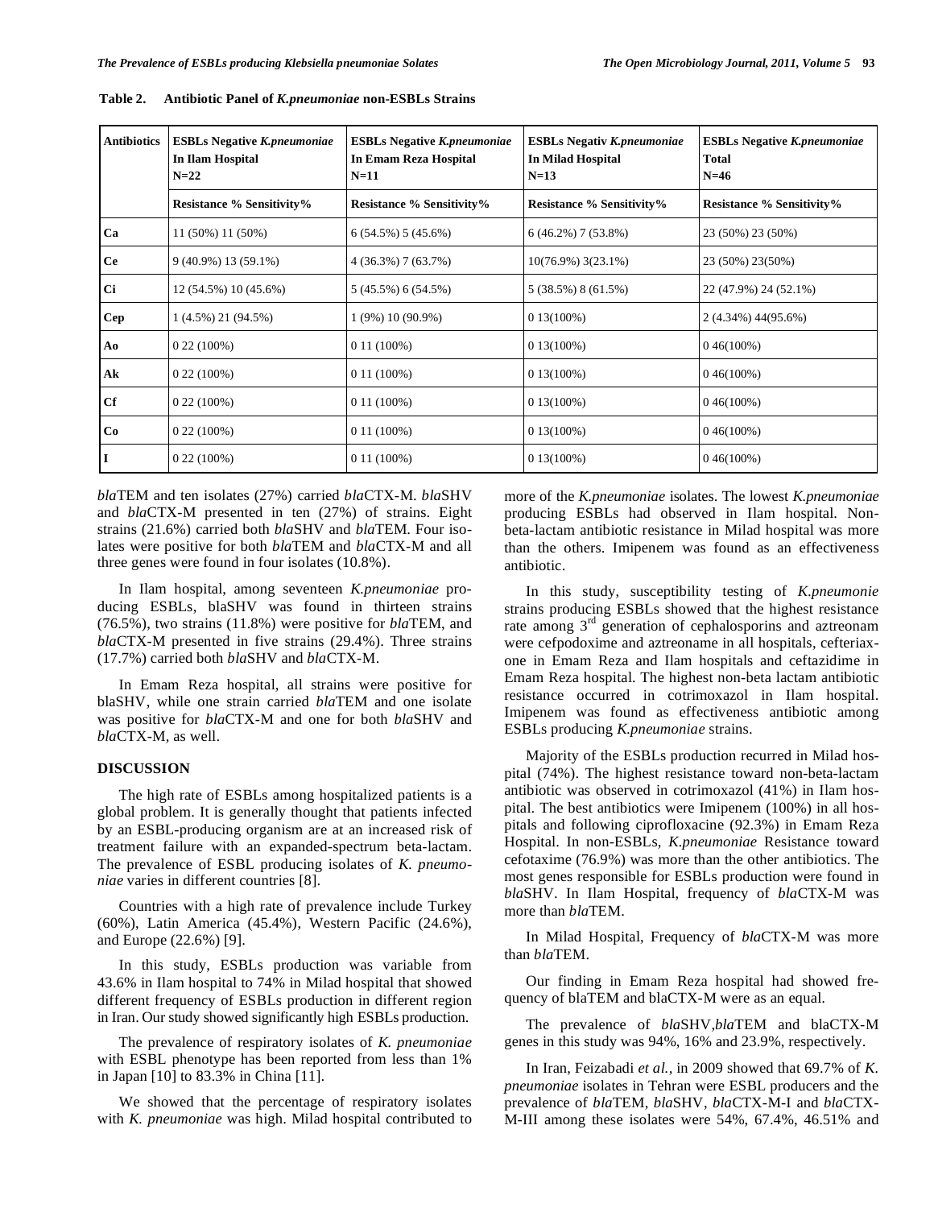**Table 2. Antibiotic Panel of *K.pneumoniae* non-ESBLs Strains**

| Antibiotics | ESBLs Negative *K.pneumoniae* In Ilam Hospital N=22 | ESBLs Negative *K.pneumoniae* In Emam Reza Hospital N=11 | ESBLs Negativ *K.pneumoniae* In Milad Hospital N=13 | ESBLs Negative *K.pneumoniae* Total N=46 |
|---|---|---|---|---|
| | Resistance % Sensitivity% | Resistance % Sensitivity% | Resistance % Sensitivity% | Resistance % Sensitivity% |
| **Ca** | 11 (50%) 11 (50%) | 6 (54.5%) 5 (45.6%) | 6 (46.2%) 7 (53.8%) | 23 (50%) 23 (50%) |
| **Ce** | 9 (40.9%) 13 (59.1%) | 4 (36.3%) 7 (63.7%) | 10(76.9%) 3(23.1%) | 23 (50%) 23(50%) |
| **Ci** | 12 (54.5%) 10 (45.6%) | 5 (45.5%) 6 (54.5%) | 5 (38.5%) 8 (61.5%) | 22 (47.9%) 24 (52.1%) |
| **Cep** | 1 (4.5%) 21 (94.5%) | 1 (9%) 10 (90.9%) | 0 13(100%) | 2 (4.34%) 44(95.6%) |
| **Ao** | 0 22 (100%) | 0 11 (100%) | 0 13(100%) | 0 46(100%) |
| **Ak** | 0 22 (100%) | 0 11 (100%) | 0 13(100%) | 0 46(100%) |
| **Cf** | 0 22 (100%) | 0 11 (100%) | 0 13(100%) | 0 46(100%) |
| **Co** | 0 22 (100%) | 0 11 (100%) | 0 13(100%) | 0 46(100%) |
| **I** | 0 22 (100%) | 0 11 (100%) | 0 13(100%) | 0 46(100%) |

*bla*TEM and ten isolates (27%) carried *bla*CTX-M. *bla*SHV and *bla*CTX-M presented in ten (27%) of strains. Eight strains (21.6%) carried both *bla*SHV and *bla*TEM. Four isolates were positive for both *bla*TEM and *bla*CTX-M and all three genes were found in four isolates (10.8%).

In Ilam hospital, among seventeen *K.pneumoniae* producing ESBLs, blaSHV was found in thirteen strains (76.5%), two strains (11.8%) were positive for *bla*TEM, and *bla*CTX-M presented in five strains (29.4%). Three strains (17.7%) carried both *bla*SHV and *bla*CTX-M.

In Emam Reza hospital, all strains were positive for blaSHV, while one strain carried *bla*TEM and one isolate was positive for *bla*CTX-M and one for both *bla*SHV and *bla*CTX-M, as well.

## DISCUSSION

The high rate of ESBLs among hospitalized patients is a global problem. It is generally thought that patients infected by an ESBL-producing organism are at an increased risk of treatment failure with an expanded-spectrum beta-lactam. The prevalence of ESBL producing isolates of *K. pneumoniae* varies in different countries [8].

Countries with a high rate of prevalence include Turkey (60%), Latin America (45.4%), Western Pacific (24.6%), and Europe (22.6%) [9].

In this study, ESBLs production was variable from 43.6% in Ilam hospital to 74% in Milad hospital that showed different frequency of ESBLs production in different region in Iran. Our study showed significantly high ESBLs production.

The prevalence of respiratory isolates of *K. pneumoniae* with ESBL phenotype has been reported from less than 1% in Japan [10] to 83.3% in China [11].

We showed that the percentage of respiratory isolates with *K. pneumoniae* was high. Milad hospital contributed to more of the *K.pneumoniae* isolates. The lowest *K.pneumoniae* producing ESBLs had observed in Ilam hospital. Non-beta-lactam antibiotic resistance in Milad hospital was more than the others. Imipenem was found as an effectiveness antibiotic.

In this study, susceptibility testing of *K.pneumonie* strains producing ESBLs showed that the highest resistance rate among 3rd generation of cephalosporins and aztreonam were cefpodoxime and aztreoname in all hospitals, cefteriaxone in Emam Reza and Ilam hospitals and ceftazidime in Emam Reza hospital. The highest non-beta lactam antibiotic resistance occurred in cotrimoxazol in Ilam hospital. Imipenem was found as effectiveness antibiotic among ESBLs producing *K.pneumoniae* strains.

Majority of the ESBLs production recurred in Milad hospital (74%). The highest resistance toward non-beta-lactam antibiotic was observed in cotrimoxazol (41%) in Ilam hospital. The best antibiotics were Imipenem (100%) in all hospitals and following ciprofloxacine (92.3%) in Emam Reza Hospital. In non-ESBLs, *K.pneumoniae* Resistance toward cefotaxime (76.9%) was more than the other antibiotics. The most genes responsible for ESBLs production were found in *bla*SHV. In Ilam Hospital, frequency of *bla*CTX-M was more than *bla*TEM.

In Milad Hospital, Frequency of *bla*CTX-M was more than *bla*TEM.

Our finding in Emam Reza hospital had showed frequency of blaTEM and blaCTX-M were as an equal.

The prevalence of *bla*SHV,*bla*TEM and blaCTX-M genes in this study was 94%, 16% and 23.9%, respectively.

In Iran, Feizabadi *et al.*, in 2009 showed that 69.7% of *K. pneumoniae* isolates in Tehran were ESBL producers and the prevalence of *bla*TEM, *bla*SHV, *bla*CTX-M-I and *bla*CTX-M-III among these isolates were 54%, 67.4%, 46.51% and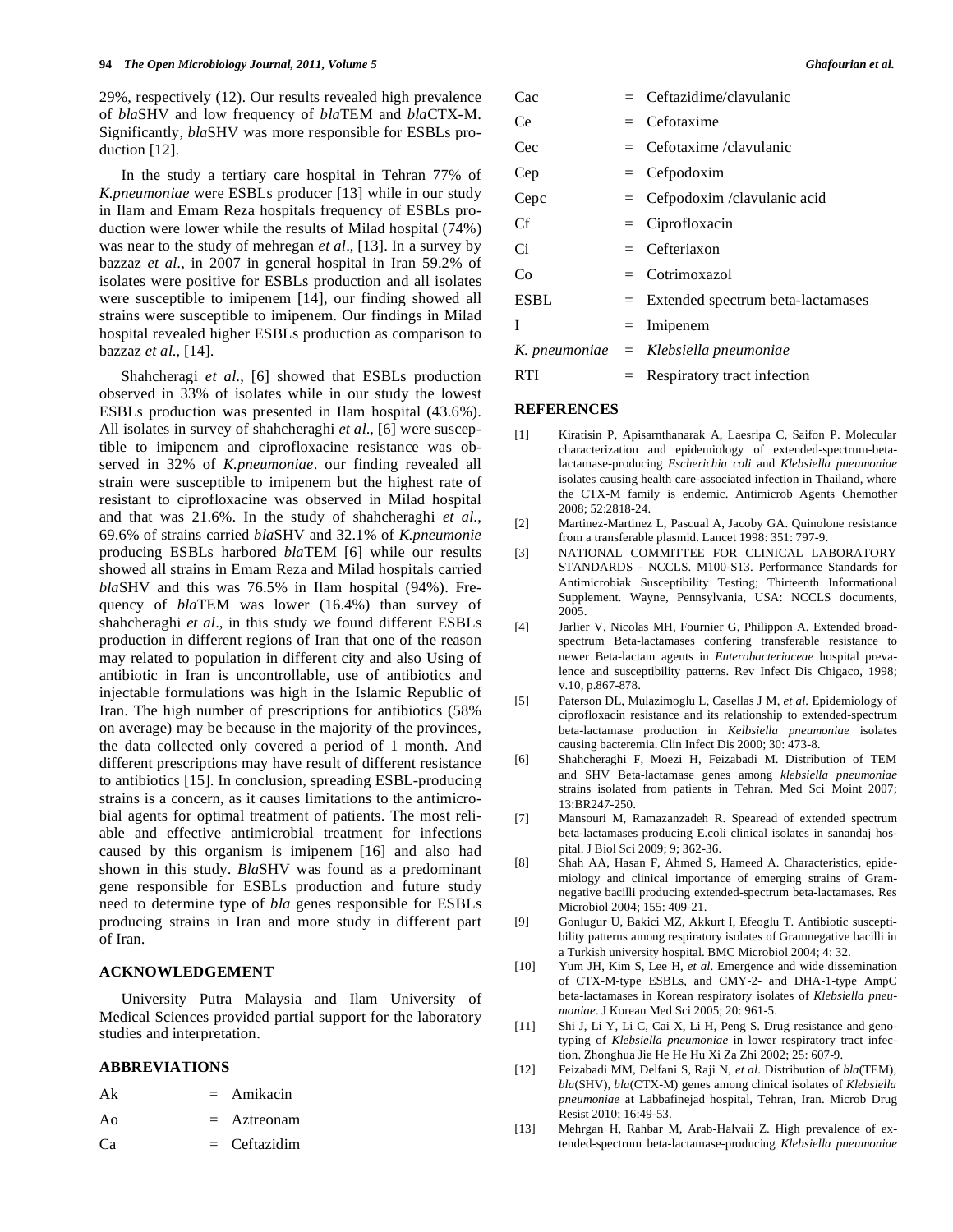29%, respectively (12). Our results revealed high prevalence of *bla*SHV and low frequency of *bla*TEM and *bla*CTX-M. Significantly, *bla*SHV was more responsible for ESBLs production [12].

In the study a tertiary care hospital in Tehran 77% of *K.pneumoniae* were ESBLs producer [13] while in our study in Ilam and Emam Reza hospitals frequency of ESBLs production were lower while the results of Milad hospital (74%) was near to the study of mehregan *et al*., [13]. In a survey by bazzaz *et al*., in 2007 in general hospital in Iran 59.2% of isolates were positive for ESBLs production and all isolates were susceptible to imipenem [14], our finding showed all strains were susceptible to imipenem. Our findings in Milad hospital revealed higher ESBLs production as comparison to bazzaz *et al*., [14].

Shahcheragi *et al*., [6] showed that ESBLs production observed in 33% of isolates while in our study the lowest ESBLs production was presented in Ilam hospital (43.6%). All isolates in survey of shahcheraghi *et al*., [6] were susceptible to imipenem and ciprofloxacine resistance was observed in 32% of *K.pneumoniae*. our finding revealed all strain were susceptible to imipenem but the highest rate of resistant to ciprofloxacine was observed in Milad hospital and that was 21.6%. In the study of shahcheraghi *et al*., 69.6% of strains carried *bla*SHV and 32.1% of *K.pneumonie* producing ESBLs harbored *bla*TEM [6] while our results showed all strains in Emam Reza and Milad hospitals carried *bla*SHV and this was 76.5% in Ilam hospital (94%). Frequency of *bla*TEM was lower (16.4%) than survey of shahcheraghi *et al*., in this study we found different ESBLs production in different regions of Iran that one of the reason may related to population in different city and also Using of antibiotic in Iran is uncontrollable, use of antibiotics and injectable formulations was high in the Islamic Republic of Iran. The high number of prescriptions for antibiotics (58% on average) may be because in the majority of the provinces, the data collected only covered a period of 1 month. And different prescriptions may have result of different resistance to antibiotics [15]. In conclusion, spreading ESBL-producing strains is a concern, as it causes limitations to the antimicrobial agents for optimal treatment of patients. The most reliable and effective antimicrobial treatment for infections caused by this organism is imipenem [16] and also had shown in this study. *Bla*SHV was found as a predominant gene responsible for ESBLs production and future study need to determine type of *bla* genes responsible for ESBLs producing strains in Iran and more study in different part of Iran.

## ACKNOWLEDGEMENT

University Putra Malaysia and Ilam University of Medical Sciences provided partial support for the laboratory studies and interpretation.

## ABBREVIATIONS

| | | |
|---|---|---|
| Ak | = | Amikacin |
| Ao | = | Aztreonam |
| Ca | = | Ceftazidim |
| Cac | = | Ceftazidime/clavulanic |
| Ce | = | Cefotaxime |
| Cec | = | Cefotaxime /clavulanic |
| Cep | = | Cefpodoxim |
| Cepc | = | Cefpodoxim /clavulanic acid |
| Cf | = | Ciprofloxacin |
| Ci | = | Cefteriaxon |
| Co | = | Cotrimoxazol |
| ESBL | = | Extended spectrum beta-lactamases |
| I | = | Imipenem |
| *K. pneumoniae* | = | *Klebsiella pneumoniae* |
| RTI | = | Respiratory tract infection |

## REFERENCES

[1] Kiratisin P, Apisarnthanarak A, Laesripa C, Saifon P. Molecular characterization and epidemiology of extended-spectrum-beta-lactamase-producing *Escherichia coli* and *Klebsiella pneumoniae* isolates causing health care-associated infection in Thailand, where the CTX-M family is endemic. Antimicrob Agents Chemother 2008; 52:2818-24.

[2] Martinez-Martinez L, Pascual A, Jacoby GA. Quinolone resistance from a transferable plasmid. Lancet 1998: 351: 797-9.

[3] NATIONAL COMMITTEE FOR CLINICAL LABORATORY STANDARDS - NCCLS. M100-S13. Performance Standards for Antimicrobiak Susceptibility Testing; Thirteenth Informational Supplement. Wayne, Pennsylvania, USA: NCCLS documents, 2005.

[4] Jarlier V, Nicolas MH, Fournier G, Philippon A. Extended broad-spectrum Beta-lactamases confering transferable resistance to newer Beta-lactam agents in *Enterobacteriaceae* hospital prevalence and susceptibility patterns. Rev Infect Dis Chigaco, 1998; v.10, p.867-878.

[5] Paterson DL, Mulazimoglu L, Casellas J M, *et al*. Epidemiology of ciprofloxacin resistance and its relationship to extended-spectrum beta-lactamase production in *Kelbsiella pneumoniae* isolates causing bacteremia. Clin Infect Dis 2000; 30: 473-8.

[6] Shahcheraghi F, Moezi H, Feizabadi M. Distribution of TEM and SHV Beta-lactamase genes among *klebsiella pneumoniae* strains isolated from patients in Tehran. Med Sci Moint 2007; 13:BR247-250.

[7] Mansouri M, Ramazanzadeh R. Spearead of extended spectrum beta-lactamases producing E.coli clinical isolates in sanandaj hospital. J Biol Sci 2009; 9; 362-36.

[8] Shah AA, Hasan F, Ahmed S, Hameed A. Characteristics, epidemiology and clinical importance of emerging strains of Gram-negative bacilli producing extended-spectrum beta-lactamases. Res Microbiol 2004; 155: 409-21.

[9] Gonlugur U, Bakici MZ, Akkurt I, Efeoglu T. Antibiotic susceptibility patterns among respiratory isolates of Gramnegative bacilli in a Turkish university hospital. BMC Microbiol 2004; 4: 32.

[10] Yum JH, Kim S, Lee H, *et al*. Emergence and wide dissemination of CTX-M-type ESBLs, and CMY-2- and DHA-1-type AmpC beta-lactamases in Korean respiratory isolates of *Klebsiella pneumoniae*. J Korean Med Sci 2005; 20: 961-5.

[11] Shi J, Li Y, Li C, Cai X, Li H, Peng S. Drug resistance and genotyping of *Klebsiella pneumoniae* in lower respiratory tract infection. Zhonghua Jie He He Hu Xi Za Zhi 2002; 25: 607-9.

[12] Feizabadi MM, Delfani S, Raji N, *et al*. Distribution of *bla*(TEM), *bla*(SHV), *bla*(CTX-M) genes among clinical isolates of *Klebsiella pneumoniae* at Labbafinejad hospital, Tehran, Iran. Microb Drug Resist 2010; 16:49-53.

[13] Mehrgan H, Rahbar M, Arab-Halvaii Z. High prevalence of extended-spectrum beta-lactamase-producing *Klebsiella pneumoniae*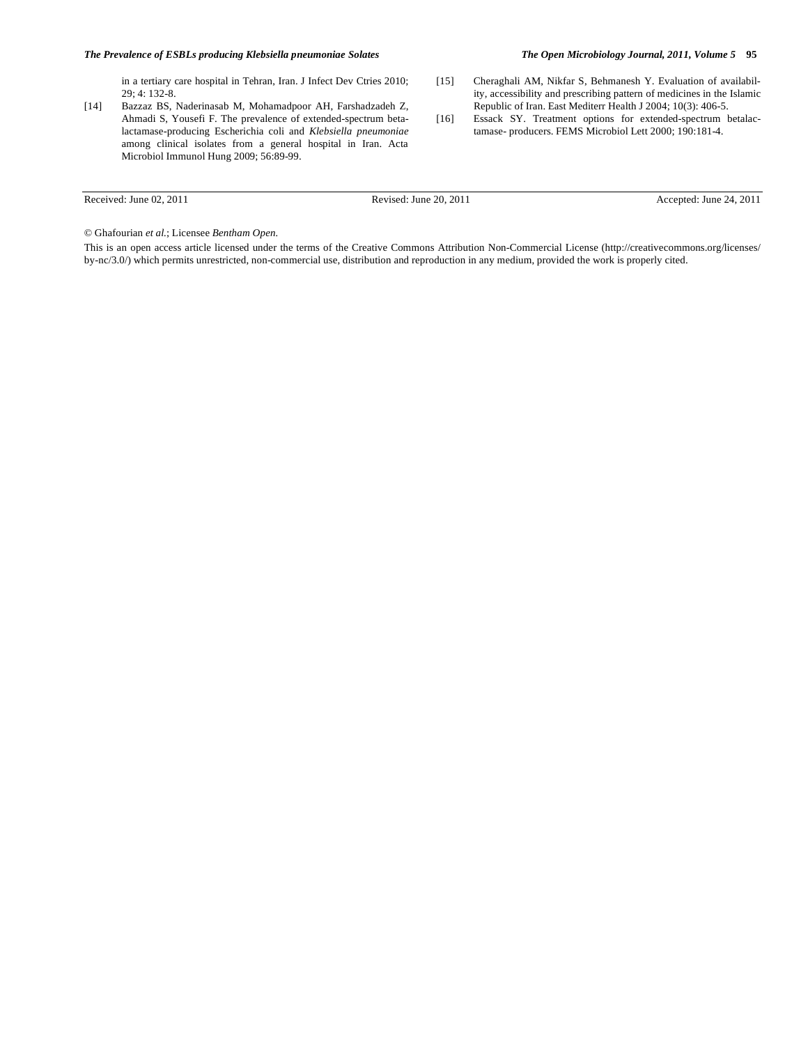in a tertiary care hospital in Tehran, Iran. J Infect Dev Ctries 2010; 29; 4: 132-8.

[14] Bazzaz BS, Naderinasab M, Mohamadpoor AH, Farshadzadeh Z, Ahmadi S, Yousefi F. The prevalence of extended-spectrum beta-lactamase-producing Escherichia coli and *Klebsiella pneumoniae* among clinical isolates from a general hospital in Iran. Acta Microbiol Immunol Hung 2009; 56:89-99.

[15] Cheraghali AM, Nikfar S, Behmanesh Y. Evaluation of availability, accessibility and prescribing pattern of medicines in the Islamic Republic of Iran. East Mediterr Health J 2004; 10(3): 406-5.

[16] Essack SY. Treatment options for extended-spectrum betalactamase- producers. FEMS Microbiol Lett 2000; 190:181-4.

Received: June 02, 2011 Revised: June 20, 2011 Accepted: June 24, 2011

© Ghafourian *et al.*; Licensee *Bentham Open.*

This is an open access article licensed under the terms of the Creative Commons Attribution Non-Commercial License (http://creativecommons.org/licenses/by-nc/3.0/) which permits unrestricted, non-commercial use, distribution and reproduction in any medium, provided the work is properly cited.